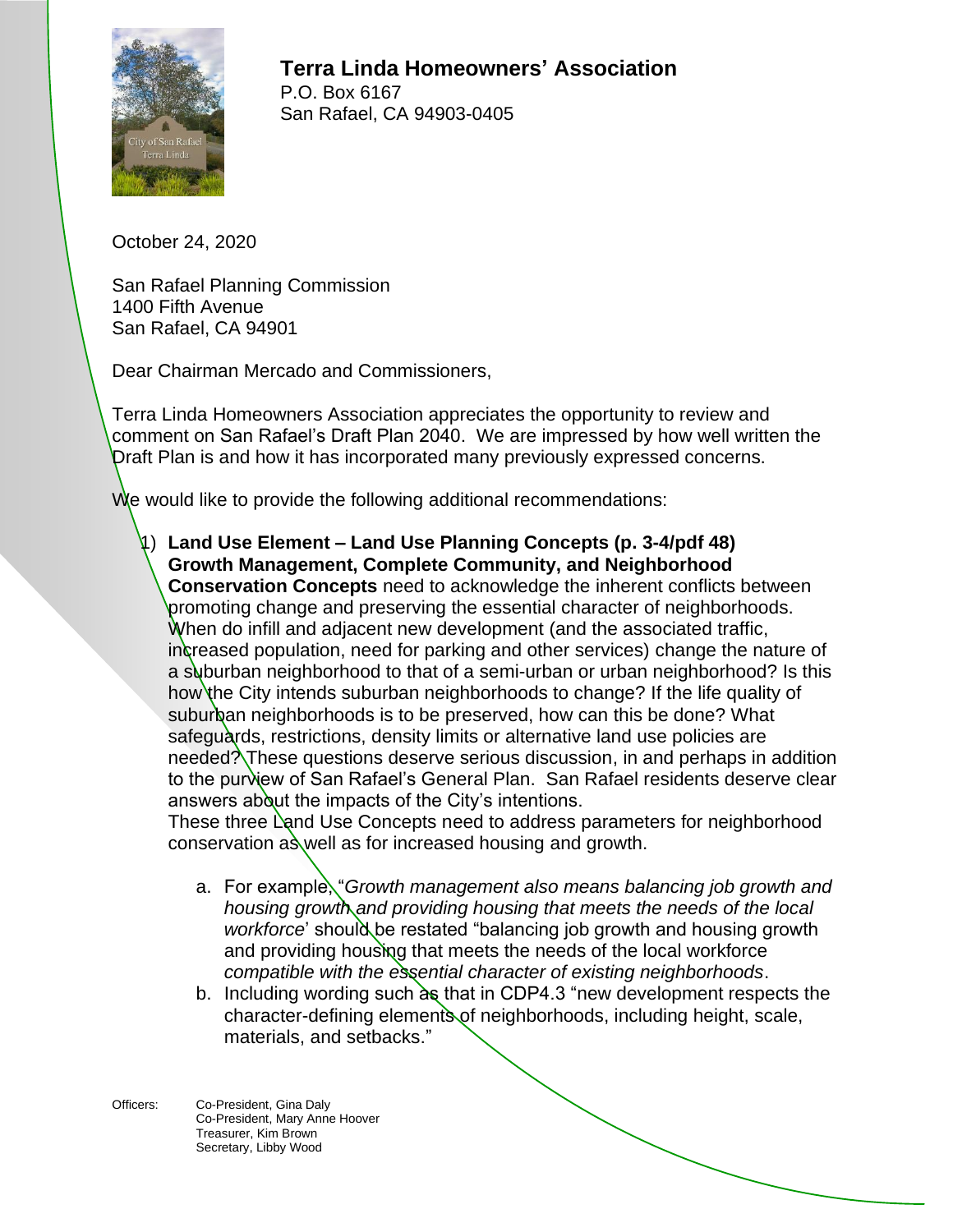# Terra Linda Homeowners' Association

P.O. Box 6167
San Rafael, CA 94903-0405

October 24, 2020

San Rafael Planning Commission
1400 Fifth Avenue
San Rafael, CA 94901

Dear Chairman Mercado and Commissioners,

Terra Linda Homeowners Association appreciates the opportunity to review and comment on San Rafael's Draft Plan 2040. We are impressed by how well written the Draft Plan is and how it has incorporated many previously expressed concerns.

We would like to provide the following additional recommendations:

1) **Land Use Element – Land Use Planning Concepts (p. 3-4/pdf 48) Growth Management, Complete Community, and Neighborhood Conservation Concepts** need to acknowledge the inherent conflicts between promoting change and preserving the essential character of neighborhoods. When do infill and adjacent new development (and the associated traffic, increased population, need for parking and other services) change the nature of a suburban neighborhood to that of a semi-urban or urban neighborhood? Is this how the City intends suburban neighborhoods to change? If the life quality of suburban neighborhoods is to be preserved, how can this be done? What safeguards, restrictions, density limits or alternative land use policies are needed? These questions deserve serious discussion, in and perhaps in addition to the purview of San Rafael's General Plan. San Rafael residents deserve clear answers about the impacts of the City's intentions.
These three Land Use Concepts need to address parameters for neighborhood conservation as well as for increased housing and growth.

   a. For example, "*Growth management also means balancing job growth and housing growth and providing housing that meets the needs of the local workforce*' should be restated "balancing job growth and housing growth and providing housing that meets the needs of the local workforce *compatible with the essential character of existing neighborhoods*.
   b. Including wording such as that in CDP4.3 "new development respects the character-defining elements of neighborhoods, including height, scale, materials, and setbacks."

Officers:
Co-President, Gina Daly
Co-President, Mary Anne Hoover
Treasurer, Kim Brown
Secretary, Libby Wood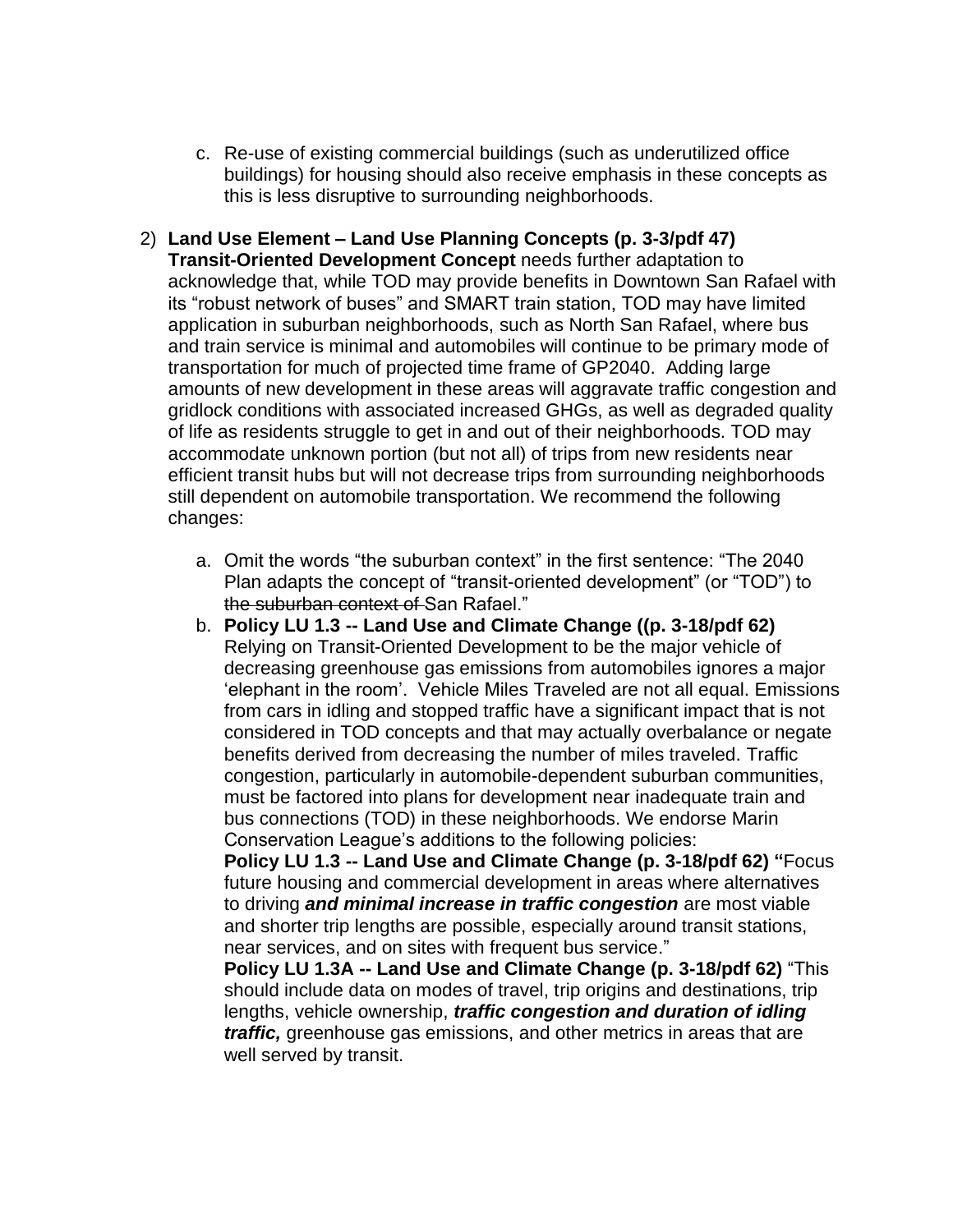c. Re-use of existing commercial buildings (such as underutilized office buildings) for housing should also receive emphasis in these concepts as this is less disruptive to surrounding neighborhoods.

2) **Land Use Element – Land Use Planning Concepts (p. 3-3/pdf 47) Transit-Oriented Development Concept** needs further adaptation to acknowledge that, while TOD may provide benefits in Downtown San Rafael with its "robust network of buses" and SMART train station, TOD may have limited application in suburban neighborhoods, such as North San Rafael, where bus and train service is minimal and automobiles will continue to be primary mode of transportation for much of projected time frame of GP2040. Adding large amounts of new development in these areas will aggravate traffic congestion and gridlock conditions with associated increased GHGs, as well as degraded quality of life as residents struggle to get in and out of their neighborhoods. TOD may accommodate unknown portion (but not all) of trips from new residents near efficient transit hubs but will not decrease trips from surrounding neighborhoods still dependent on automobile transportation. We recommend the following changes:

   a. Omit the words "the suburban context" in the first sentence: "The 2040 Plan adapts the concept of "transit-oriented development" (or "TOD") to ~~the suburban context of~~ San Rafael."

   b. **Policy LU 1.3 -- Land Use and Climate Change ((p. 3-18/pdf 62)** Relying on Transit-Oriented Development to be the major vehicle of decreasing greenhouse gas emissions from automobiles ignores a major 'elephant in the room'. Vehicle Miles Traveled are not all equal. Emissions from cars in idling and stopped traffic have a significant impact that is not considered in TOD concepts and that may actually overbalance or negate benefits derived from decreasing the number of miles traveled. Traffic congestion, particularly in automobile-dependent suburban communities, must be factored into plans for development near inadequate train and bus connections (TOD) in these neighborhoods. We endorse Marin Conservation League's additions to the following policies:
   **Policy LU 1.3 -- Land Use and Climate Change (p. 3-18/pdf 62) "**Focus future housing and commercial development in areas where alternatives to driving ***and minimal increase in traffic congestion*** are most viable and shorter trip lengths are possible, especially around transit stations, near services, and on sites with frequent bus service."
   **Policy LU 1.3A -- Land Use and Climate Change (p. 3-18/pdf 62)** "This should include data on modes of travel, trip origins and destinations, trip lengths, vehicle ownership, ***traffic congestion and duration of idling traffic,*** greenhouse gas emissions, and other metrics in areas that are well served by transit.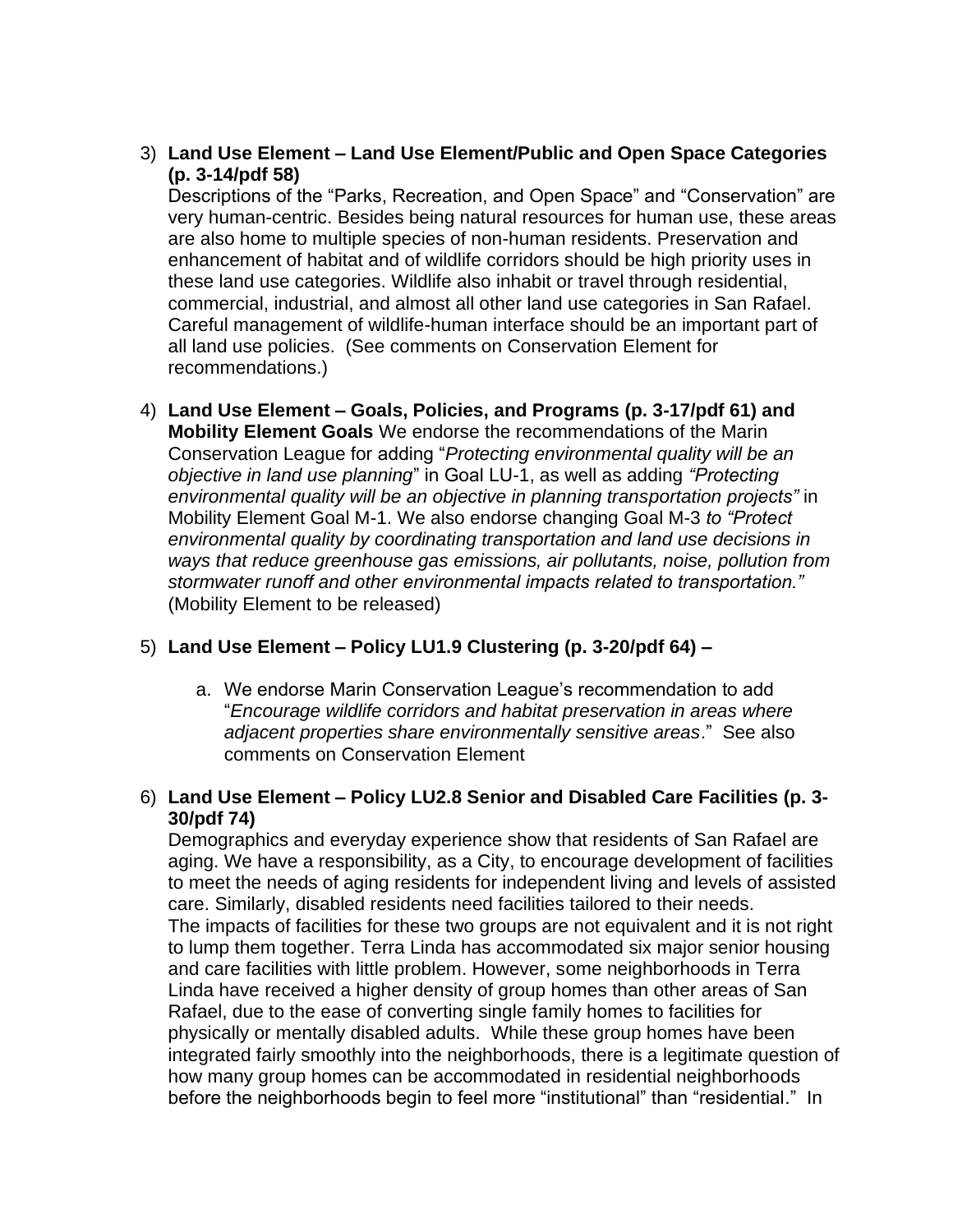3) **Land Use Element – Land Use Element/Public and Open Space Categories (p. 3-14/pdf 58)**
   Descriptions of the "Parks, Recreation, and Open Space" and "Conservation" are very human-centric. Besides being natural resources for human use, these areas are also home to multiple species of non-human residents. Preservation and enhancement of habitat and of wildlife corridors should be high priority uses in these land use categories. Wildlife also inhabit or travel through residential, commercial, industrial, and almost all other land use categories in San Rafael. Careful management of wildlife-human interface should be an important part of all land use policies. (See comments on Conservation Element for recommendations.)

4) **Land Use Element – Goals, Policies, and Programs (p. 3-17/pdf 61) and Mobility Element Goals** We endorse the recommendations of the Marin Conservation League for adding "*Protecting environmental quality will be an objective in land use planning*" in Goal LU-1, as well as adding *"Protecting environmental quality will be an objective in planning transportation projects"* in Mobility Element Goal M-1. We also endorse changing Goal M-3 *to "Protect environmental quality by coordinating transportation and land use decisions in ways that reduce greenhouse gas emissions, air pollutants, noise, pollution from stormwater runoff and other environmental impacts related to transportation."* (Mobility Element to be released)

5) **Land Use Element – Policy LU1.9 Clustering (p. 3-20/pdf 64) –**

   a. We endorse Marin Conservation League's recommendation to add "*Encourage wildlife corridors and habitat preservation in areas where adjacent properties share environmentally sensitive areas*." See also comments on Conservation Element

6) **Land Use Element – Policy LU2.8 Senior and Disabled Care Facilities (p. 3-30/pdf 74)**
   Demographics and everyday experience show that residents of San Rafael are aging. We have a responsibility, as a City, to encourage development of facilities to meet the needs of aging residents for independent living and levels of assisted care. Similarly, disabled residents need facilities tailored to their needs.
   The impacts of facilities for these two groups are not equivalent and it is not right to lump them together. Terra Linda has accommodated six major senior housing and care facilities with little problem. However, some neighborhoods in Terra Linda have received a higher density of group homes than other areas of San Rafael, due to the ease of converting single family homes to facilities for physically or mentally disabled adults. While these group homes have been integrated fairly smoothly into the neighborhoods, there is a legitimate question of how many group homes can be accommodated in residential neighborhoods before the neighborhoods begin to feel more "institutional" than "residential." In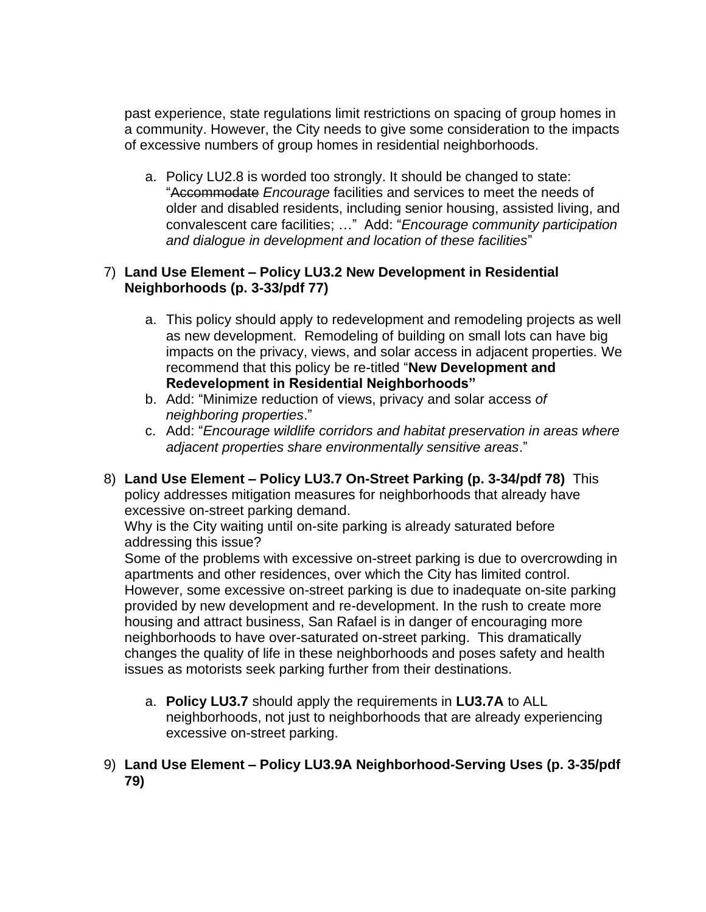past experience, state regulations limit restrictions on spacing of group homes in a community. However, the City needs to give some consideration to the impacts of excessive numbers of group homes in residential neighborhoods.

   a. Policy LU2.8 is worded too strongly. It should be changed to state: "~~Accommodate~~ *Encourage* facilities and services to meet the needs of older and disabled residents, including senior housing, assisted living, and convalescent care facilities; …" Add: "*Encourage community participation and dialogue in development and location of these facilities*"

7) **Land Use Element – Policy LU3.2 New Development in Residential Neighborhoods (p. 3-33/pdf 77)**

   a. This policy should apply to redevelopment and remodeling projects as well as new development. Remodeling of building on small lots can have big impacts on the privacy, views, and solar access in adjacent properties. We recommend that this policy be re-titled "**New Development and Redevelopment in Residential Neighborhoods"**
   b. Add: "Minimize reduction of views, privacy and solar access *of neighboring properties*."
   c. Add: "*Encourage wildlife corridors and habitat preservation in areas where adjacent properties share environmentally sensitive areas*."

8) **Land Use Element – Policy LU3.7 On-Street Parking (p. 3-34/pdf 78)** This policy addresses mitigation measures for neighborhoods that already have excessive on-street parking demand.
   Why is the City waiting until on-site parking is already saturated before addressing this issue?
   Some of the problems with excessive on-street parking is due to overcrowding in apartments and other residences, over which the City has limited control. However, some excessive on-street parking is due to inadequate on-site parking provided by new development and re-development. In the rush to create more housing and attract business, San Rafael is in danger of encouraging more neighborhoods to have over-saturated on-street parking. This dramatically changes the quality of life in these neighborhoods and poses safety and health issues as motorists seek parking further from their destinations.

   a. **Policy LU3.7** should apply the requirements in **LU3.7A** to ALL neighborhoods, not just to neighborhoods that are already experiencing excessive on-street parking.

9) **Land Use Element – Policy LU3.9A Neighborhood-Serving Uses (p. 3-35/pdf 79)**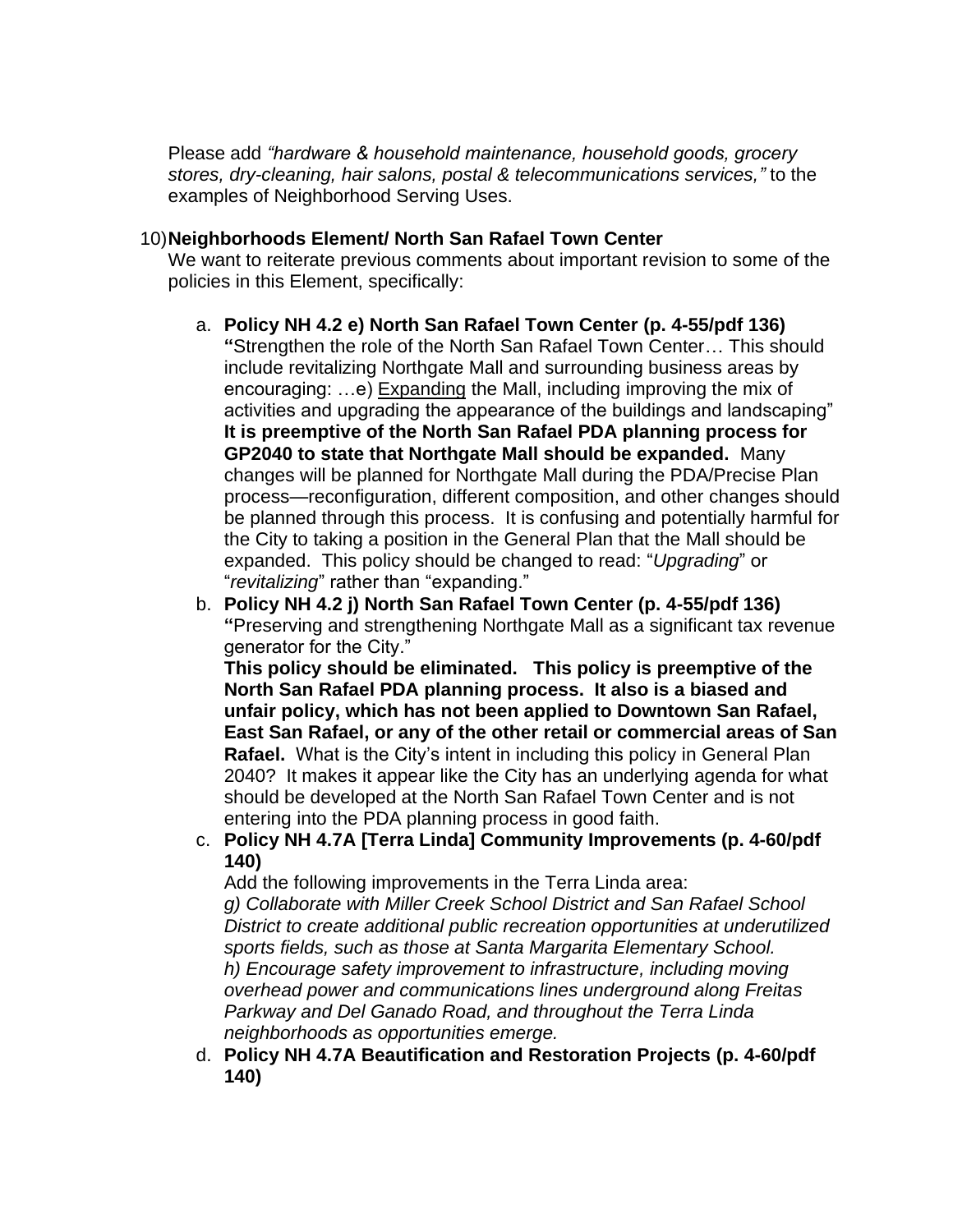Please add *"hardware & household maintenance, household goods, grocery stores, dry-cleaning, hair salons, postal & telecommunications services,"* to the examples of Neighborhood Serving Uses.

10) **Neighborhoods Element/ North San Rafael Town Center**
We want to reiterate previous comments about important revision to some of the policies in this Element, specifically:

a. **Policy NH 4.2 e) North San Rafael Town Center (p. 4-55/pdf 136)**
**"**Strengthen the role of the North San Rafael Town Center… This should include revitalizing Northgate Mall and surrounding business areas by encouraging: …e) <u>Expanding</u> the Mall, including improving the mix of activities and upgrading the appearance of the buildings and landscaping"
**It is preemptive of the North San Rafael PDA planning process for GP2040 to state that Northgate Mall should be expanded.** Many changes will be planned for Northgate Mall during the PDA/Precise Plan process—reconfiguration, different composition, and other changes should be planned through this process. It is confusing and potentially harmful for the City to taking a position in the General Plan that the Mall should be expanded. This policy should be changed to read: "*Upgrading*" or "*revitalizing*" rather than "expanding."

b. **Policy NH 4.2 j) North San Rafael Town Center (p. 4-55/pdf 136)**
**"**Preserving and strengthening Northgate Mall as a significant tax revenue generator for the City."
**This policy should be eliminated. This policy is preemptive of the North San Rafael PDA planning process. It also is a biased and unfair policy, which has not been applied to Downtown San Rafael, East San Rafael, or any of the other retail or commercial areas of San Rafael.** What is the City's intent in including this policy in General Plan 2040? It makes it appear like the City has an underlying agenda for what should be developed at the North San Rafael Town Center and is not entering into the PDA planning process in good faith.

c. **Policy NH 4.7A [Terra Linda] Community Improvements (p. 4-60/pdf 140)**
Add the following improvements in the Terra Linda area:
*g) Collaborate with Miller Creek School District and San Rafael School District to create additional public recreation opportunities at underutilized sports fields, such as those at Santa Margarita Elementary School.*
*h) Encourage safety improvement to infrastructure, including moving overhead power and communications lines underground along Freitas Parkway and Del Ganado Road, and throughout the Terra Linda neighborhoods as opportunities emerge.*

d. **Policy NH 4.7A Beautification and Restoration Projects (p. 4-60/pdf 140)**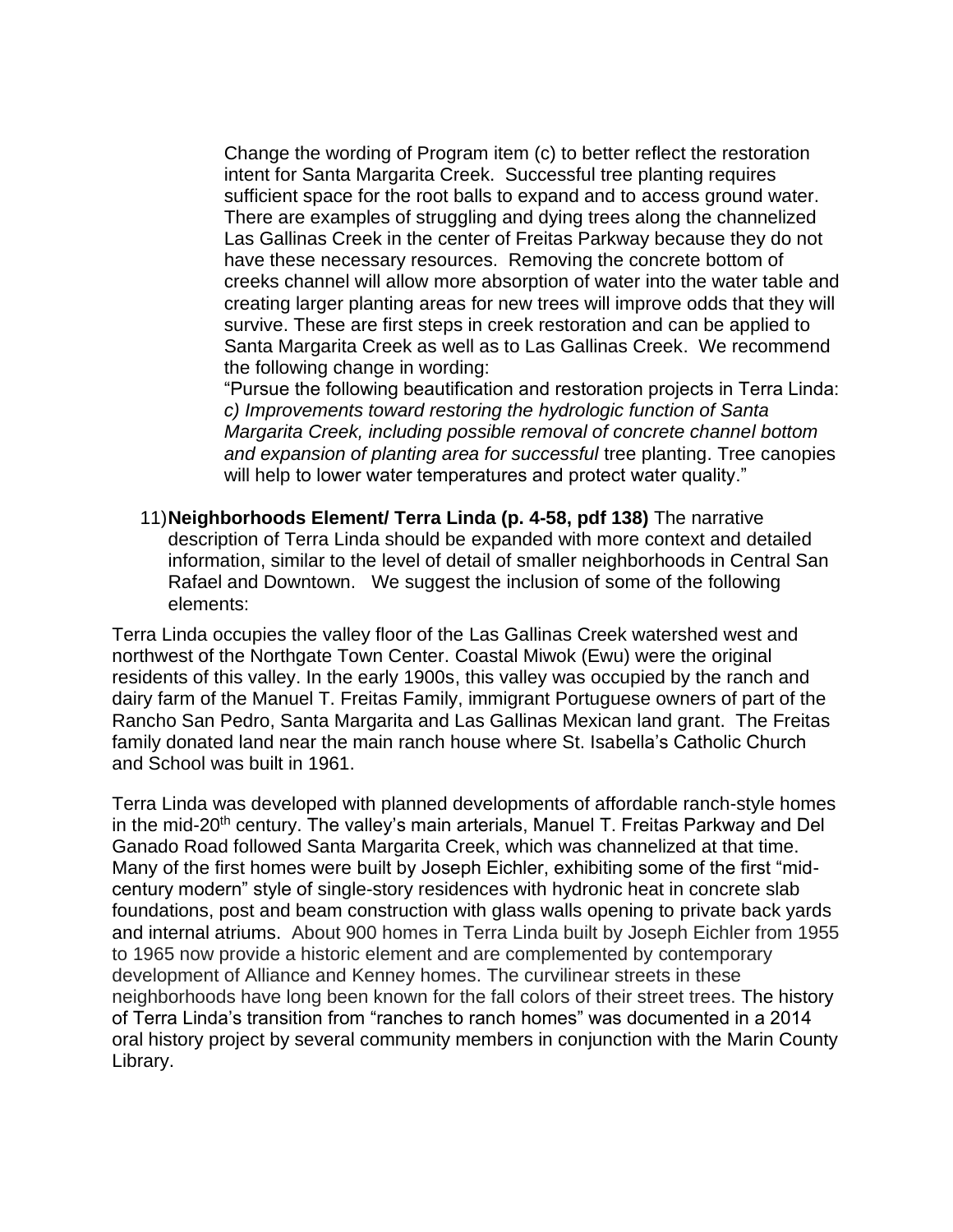Change the wording of Program item (c) to better reflect the restoration intent for Santa Margarita Creek. Successful tree planting requires sufficient space for the root balls to expand and to access ground water. There are examples of struggling and dying trees along the channelized Las Gallinas Creek in the center of Freitas Parkway because they do not have these necessary resources. Removing the concrete bottom of creeks channel will allow more absorption of water into the water table and creating larger planting areas for new trees will improve odds that they will survive. These are first steps in creek restoration and can be applied to Santa Margarita Creek as well as to Las Gallinas Creek. We recommend the following change in wording:

"Pursue the following beautification and restoration projects in Terra Linda: *c) Improvements toward restoring the hydrologic function of Santa Margarita Creek, including possible removal of concrete channel bottom and expansion of planting area for successful* tree planting. Tree canopies will help to lower water temperatures and protect water quality."

11) **Neighborhoods Element/ Terra Linda (p. 4-58, pdf 138)** The narrative description of Terra Linda should be expanded with more context and detailed information, similar to the level of detail of smaller neighborhoods in Central San Rafael and Downtown. We suggest the inclusion of some of the following elements:

Terra Linda occupies the valley floor of the Las Gallinas Creek watershed west and northwest of the Northgate Town Center. Coastal Miwok (Ewu) were the original residents of this valley. In the early 1900s, this valley was occupied by the ranch and dairy farm of the Manuel T. Freitas Family, immigrant Portuguese owners of part of the Rancho San Pedro, Santa Margarita and Las Gallinas Mexican land grant. The Freitas family donated land near the main ranch house where St. Isabella's Catholic Church and School was built in 1961.

Terra Linda was developed with planned developments of affordable ranch-style homes in the mid-20th century. The valley's main arterials, Manuel T. Freitas Parkway and Del Ganado Road followed Santa Margarita Creek, which was channelized at that time. Many of the first homes were built by Joseph Eichler, exhibiting some of the first "mid-century modern" style of single-story residences with hydronic heat in concrete slab foundations, post and beam construction with glass walls opening to private back yards and internal atriums. About 900 homes in Terra Linda built by Joseph Eichler from 1955 to 1965 now provide a historic element and are complemented by contemporary development of Alliance and Kenney homes. The curvilinear streets in these neighborhoods have long been known for the fall colors of their street trees. The history of Terra Linda's transition from "ranches to ranch homes" was documented in a 2014 oral history project by several community members in conjunction with the Marin County Library.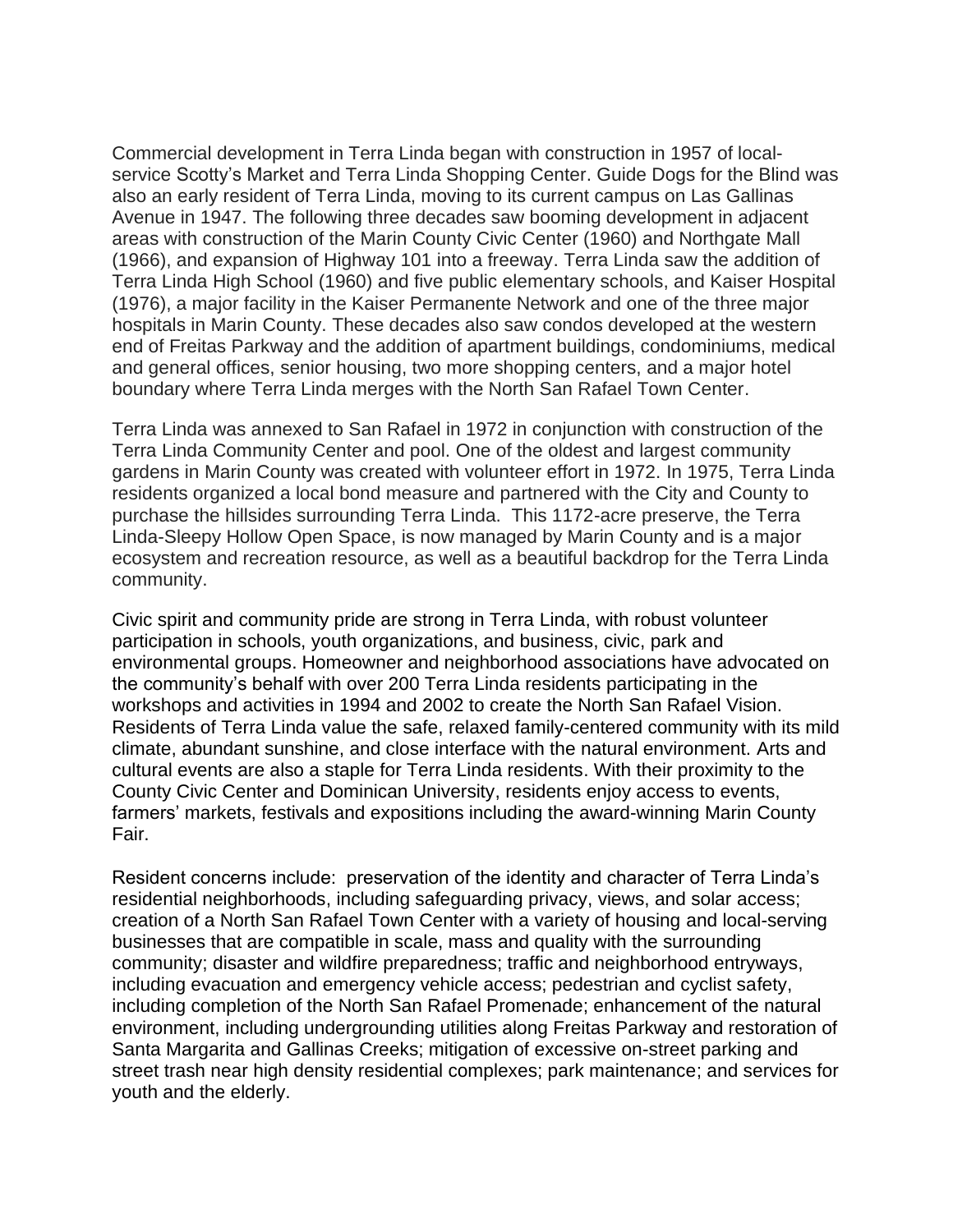Commercial development in Terra Linda began with construction in 1957 of local-service Scotty's Market and Terra Linda Shopping Center. Guide Dogs for the Blind was also an early resident of Terra Linda, moving to its current campus on Las Gallinas Avenue in 1947. The following three decades saw booming development in adjacent areas with construction of the Marin County Civic Center (1960) and Northgate Mall (1966), and expansion of Highway 101 into a freeway. Terra Linda saw the addition of Terra Linda High School (1960) and five public elementary schools, and Kaiser Hospital (1976), a major facility in the Kaiser Permanente Network and one of the three major hospitals in Marin County. These decades also saw condos developed at the western end of Freitas Parkway and the addition of apartment buildings, condominiums, medical and general offices, senior housing, two more shopping centers, and a major hotel boundary where Terra Linda merges with the North San Rafael Town Center.

Terra Linda was annexed to San Rafael in 1972 in conjunction with construction of the Terra Linda Community Center and pool. One of the oldest and largest community gardens in Marin County was created with volunteer effort in 1972. In 1975, Terra Linda residents organized a local bond measure and partnered with the City and County to purchase the hillsides surrounding Terra Linda. This 1172-acre preserve, the Terra Linda-Sleepy Hollow Open Space, is now managed by Marin County and is a major ecosystem and recreation resource, as well as a beautiful backdrop for the Terra Linda community.

Civic spirit and community pride are strong in Terra Linda, with robust volunteer participation in schools, youth organizations, and business, civic, park and environmental groups. Homeowner and neighborhood associations have advocated on the community's behalf with over 200 Terra Linda residents participating in the workshops and activities in 1994 and 2002 to create the North San Rafael Vision. Residents of Terra Linda value the safe, relaxed family-centered community with its mild climate, abundant sunshine, and close interface with the natural environment. Arts and cultural events are also a staple for Terra Linda residents. With their proximity to the County Civic Center and Dominican University, residents enjoy access to events, farmers' markets, festivals and expositions including the award-winning Marin County Fair.

Resident concerns include: preservation of the identity and character of Terra Linda's residential neighborhoods, including safeguarding privacy, views, and solar access; creation of a North San Rafael Town Center with a variety of housing and local-serving businesses that are compatible in scale, mass and quality with the surrounding community; disaster and wildfire preparedness; traffic and neighborhood entryways, including evacuation and emergency vehicle access; pedestrian and cyclist safety, including completion of the North San Rafael Promenade; enhancement of the natural environment, including undergrounding utilities along Freitas Parkway and restoration of Santa Margarita and Gallinas Creeks; mitigation of excessive on-street parking and street trash near high density residential complexes; park maintenance; and services for youth and the elderly.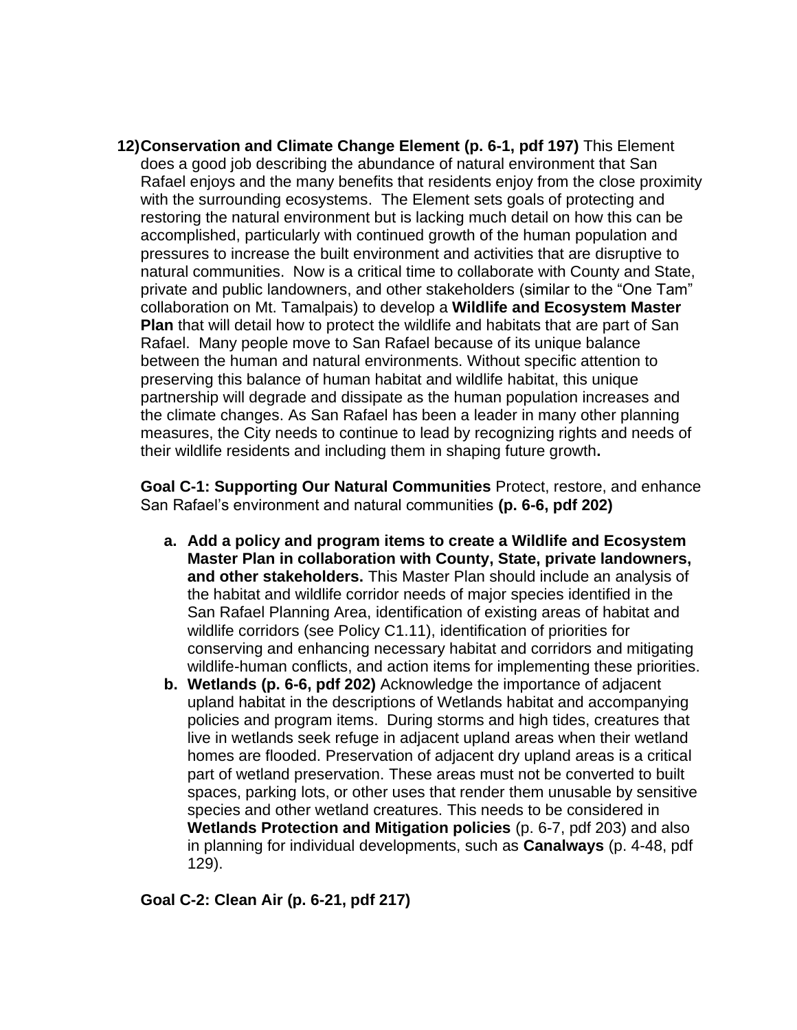12) **Conservation and Climate Change Element (p. 6-1, pdf 197)** This Element does a good job describing the abundance of natural environment that San Rafael enjoys and the many benefits that residents enjoy from the close proximity with the surrounding ecosystems. The Element sets goals of protecting and restoring the natural environment but is lacking much detail on how this can be accomplished, particularly with continued growth of the human population and pressures to increase the built environment and activities that are disruptive to natural communities. Now is a critical time to collaborate with County and State, private and public landowners, and other stakeholders (similar to the "One Tam" collaboration on Mt. Tamalpais) to develop a **Wildlife and Ecosystem Master Plan** that will detail how to protect the wildlife and habitats that are part of San Rafael. Many people move to San Rafael because of its unique balance between the human and natural environments. Without specific attention to preserving this balance of human habitat and wildlife habitat, this unique partnership will degrade and dissipate as the human population increases and the climate changes. As San Rafael has been a leader in many other planning measures, the City needs to continue to lead by recognizing rights and needs of their wildlife residents and including them in shaping future growth**.**

    **Goal C-1: Supporting Our Natural Communities** Protect, restore, and enhance San Rafael's environment and natural communities **(p. 6-6, pdf 202)**

    a. **Add a policy and program items to create a Wildlife and Ecosystem Master Plan in collaboration with County, State, private landowners, and other stakeholders.** This Master Plan should include an analysis of the habitat and wildlife corridor needs of major species identified in the San Rafael Planning Area, identification of existing areas of habitat and wildlife corridors (see Policy C1.11), identification of priorities for conserving and enhancing necessary habitat and corridors and mitigating wildlife-human conflicts, and action items for implementing these priorities.
    b. **Wetlands (p. 6-6, pdf 202)** Acknowledge the importance of adjacent upland habitat in the descriptions of Wetlands habitat and accompanying policies and program items. During storms and high tides, creatures that live in wetlands seek refuge in adjacent upland areas when their wetland homes are flooded. Preservation of adjacent dry upland areas is a critical part of wetland preservation. These areas must not be converted to built spaces, parking lots, or other uses that render them unusable by sensitive species and other wetland creatures. This needs to be considered in **Wetlands Protection and Mitigation policies** (p. 6-7, pdf 203) and also in planning for individual developments, such as **Canalways** (p. 4-48, pdf 129).

    **Goal C-2: Clean Air (p. 6-21, pdf 217)**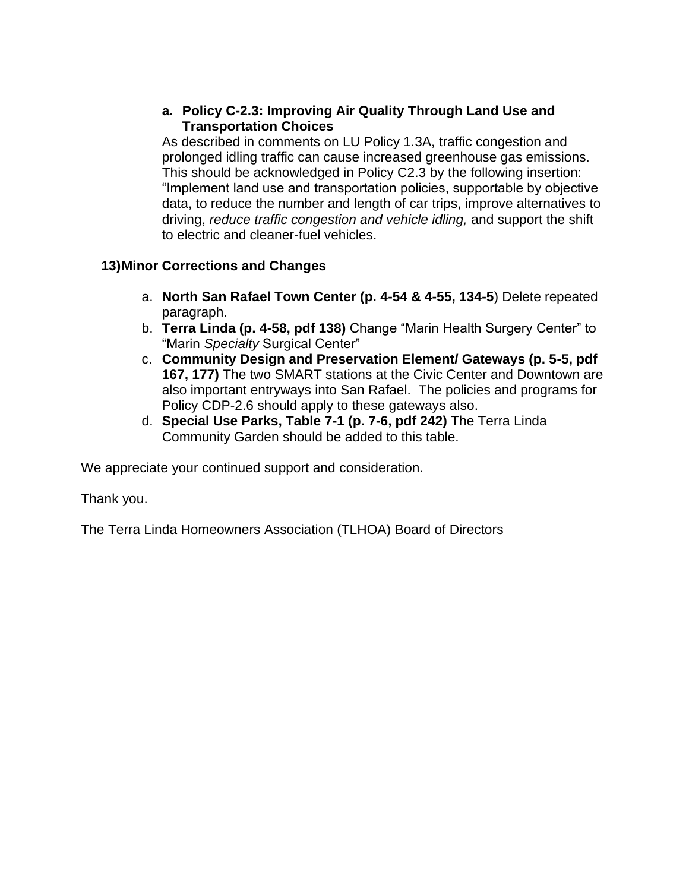a. **Policy C-2.3: Improving Air Quality Through Land Use and Transportation Choices**

   As described in comments on LU Policy 1.3A, traffic congestion and prolonged idling traffic can cause increased greenhouse gas emissions. This should be acknowledged in Policy C2.3 by the following insertion: "Implement land use and transportation policies, supportable by objective data, to reduce the number and length of car trips, improve alternatives to driving, *reduce traffic congestion and vehicle idling,* and support the shift to electric and cleaner-fuel vehicles.

**13) Minor Corrections and Changes**

a. **North San Rafael Town Center (p. 4-54 & 4-55, 134-5**) Delete repeated paragraph.
b. **Terra Linda (p. 4-58, pdf 138)** Change "Marin Health Surgery Center" to "Marin *Specialty* Surgical Center"
c. **Community Design and Preservation Element/ Gateways (p. 5-5, pdf 167, 177)** The two SMART stations at the Civic Center and Downtown are also important entryways into San Rafael. The policies and programs for Policy CDP-2.6 should apply to these gateways also.
d. **Special Use Parks, Table 7-1 (p. 7-6, pdf 242)** The Terra Linda Community Garden should be added to this table.

We appreciate your continued support and consideration.

Thank you.

The Terra Linda Homeowners Association (TLHOA) Board of Directors